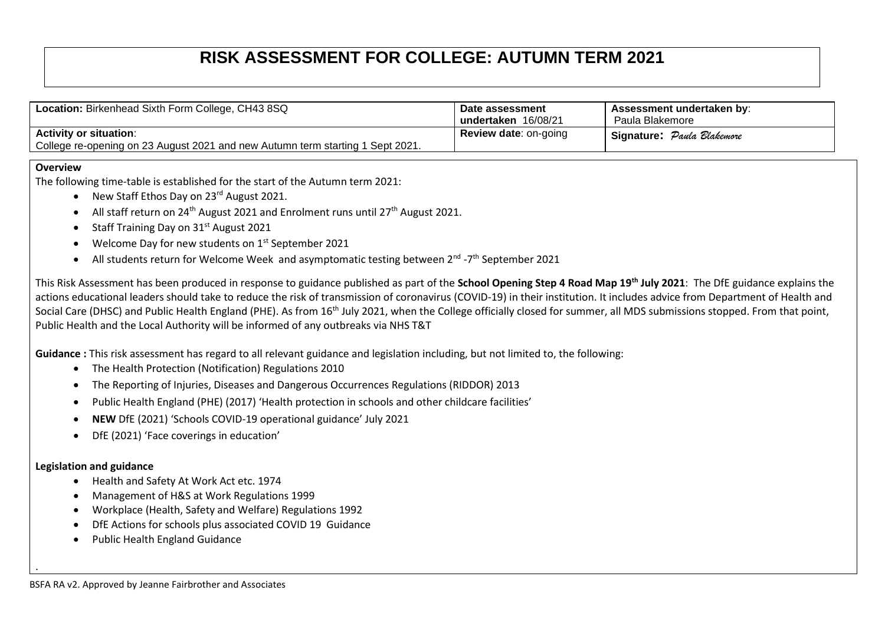# RISK ASSESSMENT FOR COLLEGE: AUTUMN TERM 2021

| **Location:** Birkenhead Sixth Form College, CH43 8SQ | **Date assessment undertaken** 16/08/21 | **Assessment undertaken by**: Paula Blakemore |
|---|---|---|
| **Activity or situation**: College re-opening on 23 August 2021 and new Autumn term starting 1 Sept 2021. | **Review date**: on-going | **Signature**: *Paula Blakemore* |

**Overview**

The following time-table is established for the start of the Autumn term 2021:

- New Staff Ethos Day on 23rd August 2021.
- All staff return on 24th August 2021 and Enrolment runs until 27th August 2021.
- Staff Training Day on 31st August 2021
- Welcome Day for new students on 1st September 2021
- All students return for Welcome Week and asymptomatic testing between 2nd -7th September 2021

This Risk Assessment has been produced in response to guidance published as part of the **School Opening Step 4 Road Map 19th July 2021**: The DfE guidance explains the actions educational leaders should take to reduce the risk of transmission of coronavirus (COVID-19) in their institution. It includes advice from Department of Health and Social Care (DHSC) and Public Health England (PHE). As from 16th July 2021, when the College officially closed for summer, all MDS submissions stopped. From that point, Public Health and the Local Authority will be informed of any outbreaks via NHS T&T

**Guidance :** This risk assessment has regard to all relevant guidance and legislation including, but not limited to, the following:

- The Health Protection (Notification) Regulations 2010
- The Reporting of Injuries, Diseases and Dangerous Occurrences Regulations (RIDDOR) 2013
- Public Health England (PHE) (2017) 'Health protection in schools and other childcare facilities'
- **NEW** DfE (2021) 'Schools COVID-19 operational guidance' July 2021
- DfE (2021) 'Face coverings in education'

**Legislation and guidance**

- Health and Safety At Work Act etc. 1974
- Management of H&S at Work Regulations 1999
- Workplace (Health, Safety and Welfare) Regulations 1992
- DfE Actions for schools plus associated COVID 19 Guidance
- Public Health England Guidance

BSFA RA v2. Approved by Jeanne Fairbrother and Associates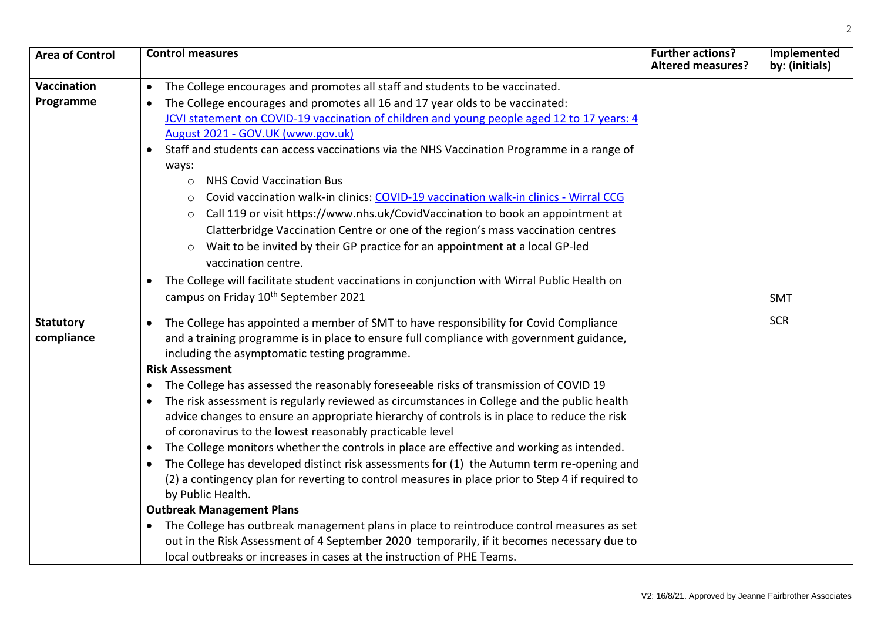| Area of Control | Control measures | Further actions? Altered measures? | Implemented by: (initials) |
| --- | --- | --- | --- |
| **Vaccination Programme** | • The College encourages and promotes all staff and students to be vaccinated.<br>• The College encourages and promotes all 16 and 17 year olds to be vaccinated: [JVCI statement on COVID-19 vaccination of children and young people aged 12 to 17 years: 4 August 2021 - GOV.UK (www.gov.uk)]<br>• Staff and students can access vaccinations via the NHS Vaccination Programme in a range of ways:<br>  ○ NHS Covid Vaccination Bus<br>  ○ Covid vaccination walk-in clinics: COVID-19 vaccination walk-in clinics - Wirral CCG<br>  ○ Call 119 or visit https://www.nhs.uk/CovidVaccination to book an appointment at Clatterbridge Vaccination Centre or one of the region's mass vaccination centres<br>  ○ Wait to be invited by their GP practice for an appointment at a local GP-led vaccination centre.<br>• The College will facilitate student vaccinations in conjunction with Wirral Public Health on campus on Friday 10th September 2021 | | SMT |
| **Statutory compliance** | • The College has appointed a member of SMT to have responsibility for Covid Compliance and a training programme is in place to ensure full compliance with government guidance, including the asymptomatic testing programme.<br>**Risk Assessment**<br>• The College has assessed the reasonably foreseeable risks of transmission of COVID 19<br>• The risk assessment is regularly reviewed as circumstances in College and the public health advice changes to ensure an appropriate hierarchy of controls is in place to reduce the risk of coronavirus to the lowest reasonably practicable level<br>• The College monitors whether the controls in place are effective and working as intended.<br>• The College has developed distinct risk assessments for (1) the Autumn term re-opening and (2) a contingency plan for reverting to control measures in place prior to Step 4 if required to by Public Health.<br>**Outbreak Management Plans**<br>• The College has outbreak management plans in place to reintroduce control measures as set out in the Risk Assessment of 4 September 2020 temporarily, if it becomes necessary due to local outbreaks or increases in cases at the instruction of PHE Teams. | | SCR |

V2: 16/8/21. Approved by Jeanne Fairbrother Associates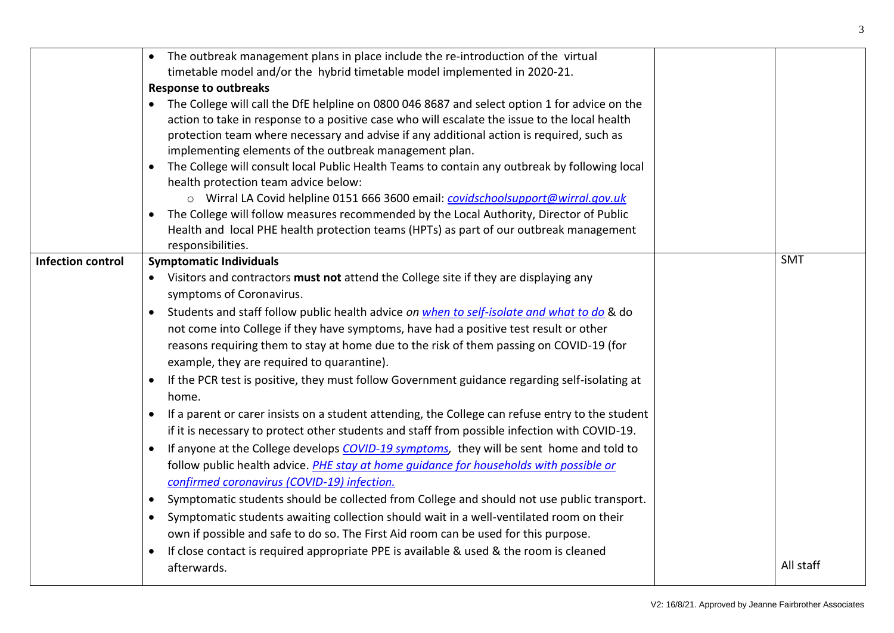| | | | |
|---|---|---|---|
| | <ul><li>The outbreak management plans in place include the re-introduction of the virtual timetable model and/or the hybrid timetable model implemented in 2020-21.</li></ul>**Response to outbreaks**<ul><li>The College will call the DfE helpline on 0800 046 8687 and select option 1 for advice on the action to take in response to a positive case who will escalate the issue to the local health protection team where necessary and advise if any additional action is required, such as implementing elements of the outbreak management plan.</li><li>The College will consult local Public Health Teams to contain any outbreak by following local health protection team advice below:<ul><li>Wirral LA Covid helpline 0151 666 3600 email: *covidschoolsupport@wirral.gov.uk*</li></ul></li><li>The College will follow measures recommended by the Local Authority, Director of Public Health and local PHE health protection teams (HPTs) as part of our outbreak management responsibilities.</li></ul> | | |
| **Infection control** | **Symptomatic Individuals**<ul><li>Visitors and contractors **must not** attend the College site if they are displaying any symptoms of Coronavirus.</li><li>Students and staff follow public health advice *on when to self-isolate and what to do* & do not come into College if they have symptoms, have had a positive test result or other reasons requiring them to stay at home due to the risk of them passing on COVID-19 (for example, they are required to quarantine).</li><li>If the PCR test is positive, they must follow Government guidance regarding self-isolating at home.</li><li>If a parent or carer insists on a student attending, the College can refuse entry to the student if it is necessary to protect other students and staff from possible infection with COVID-19.</li><li>If anyone at the College develops *COVID-19 symptoms*, they will be sent home and told to follow public health advice. *PHE stay at home guidance for households with possible or confirmed coronavirus (COVID-19) infection.*</li><li>Symptomatic students should be collected from College and should not use public transport.</li><li>Symptomatic students awaiting collection should wait in a well-ventilated room on their own if possible and safe to do so. The First Aid room can be used for this purpose.</li><li>If close contact is required appropriate PPE is available & used & the room is cleaned afterwards.</li></ul> | | SMT<br><br>All staff |

V2: 16/8/21. Approved by Jeanne Fairbrother Associates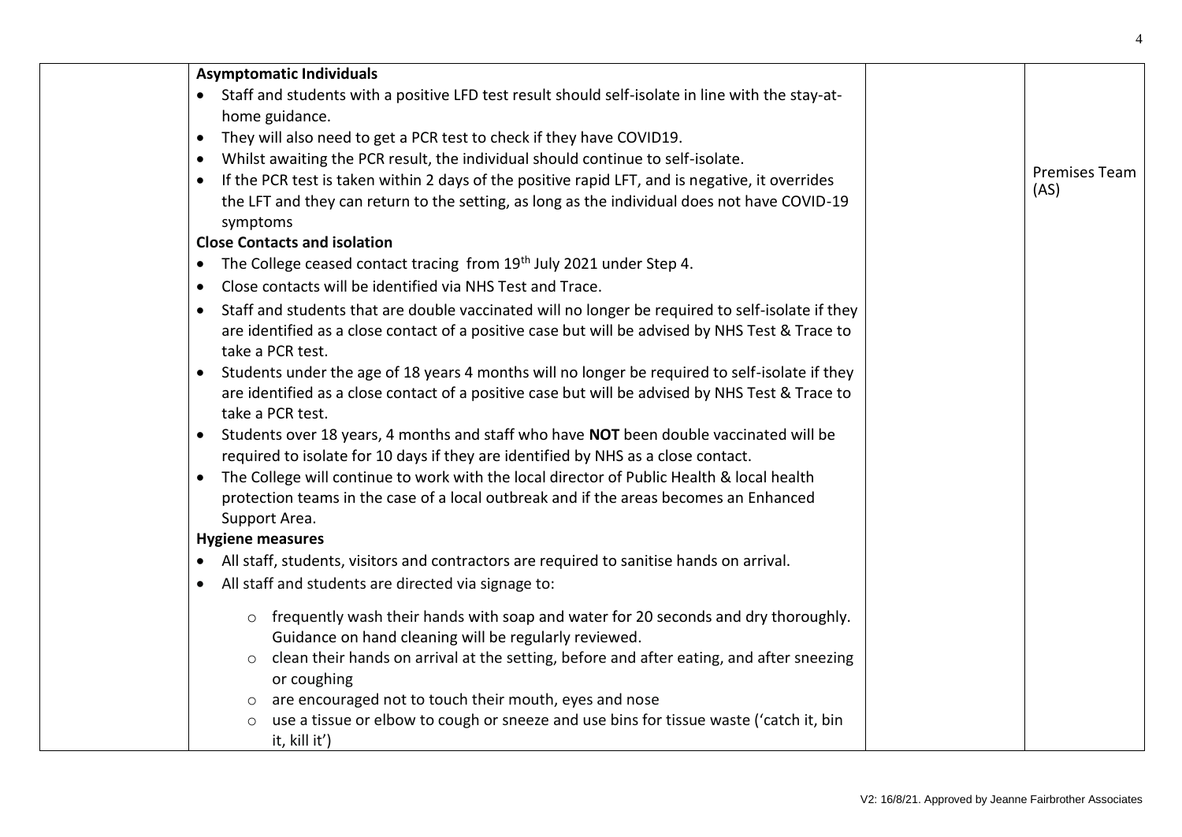| | | | |
|---|---|---|---|
| | **Asymptomatic Individuals**<br>• Staff and students with a positive LFD test result should self-isolate in line with the stay-at-home guidance.<br>• They will also need to get a PCR test to check if they have COVID19.<br>• Whilst awaiting the PCR result, the individual should continue to self-isolate.<br>• If the PCR test is taken within 2 days of the positive rapid LFT, and is negative, it overrides the LFT and they can return to the setting, as long as the individual does not have COVID-19 symptoms<br>**Close Contacts and isolation**<br>• The College ceased contact tracing from 19th July 2021 under Step 4.<br>• Close contacts will be identified via NHS Test and Trace.<br>• Staff and students that are double vaccinated will no longer be required to self-isolate if they are identified as a close contact of a positive case but will be advised by NHS Test & Trace to take a PCR test.<br>• Students under the age of 18 years 4 months will no longer be required to self-isolate if they are identified as a close contact of a positive case but will be advised by NHS Test & Trace to take a PCR test.<br>• Students over 18 years, 4 months and staff who have **NOT** been double vaccinated will be required to isolate for 10 days if they are identified by NHS as a close contact.<br>• The College will continue to work with the local director of Public Health & local health protection teams in the case of a local outbreak and if the areas becomes an Enhanced Support Area.<br>**Hygiene measures**<br>• All staff, students, visitors and contractors are required to sanitise hands on arrival.<br>• All staff and students are directed via signage to:<br>&nbsp;&nbsp;&nbsp;&nbsp;○ frequently wash their hands with soap and water for 20 seconds and dry thoroughly. Guidance on hand cleaning will be regularly reviewed.<br>&nbsp;&nbsp;&nbsp;&nbsp;○ clean their hands on arrival at the setting, before and after eating, and after sneezing or coughing<br>&nbsp;&nbsp;&nbsp;&nbsp;○ are encouraged not to touch their mouth, eyes and nose<br>&nbsp;&nbsp;&nbsp;&nbsp;○ use a tissue or elbow to cough or sneeze and use bins for tissue waste ('catch it, bin it, kill it') | | Premises Team (AS) |

V2: 16/8/21. Approved by Jeanne Fairbrother Associates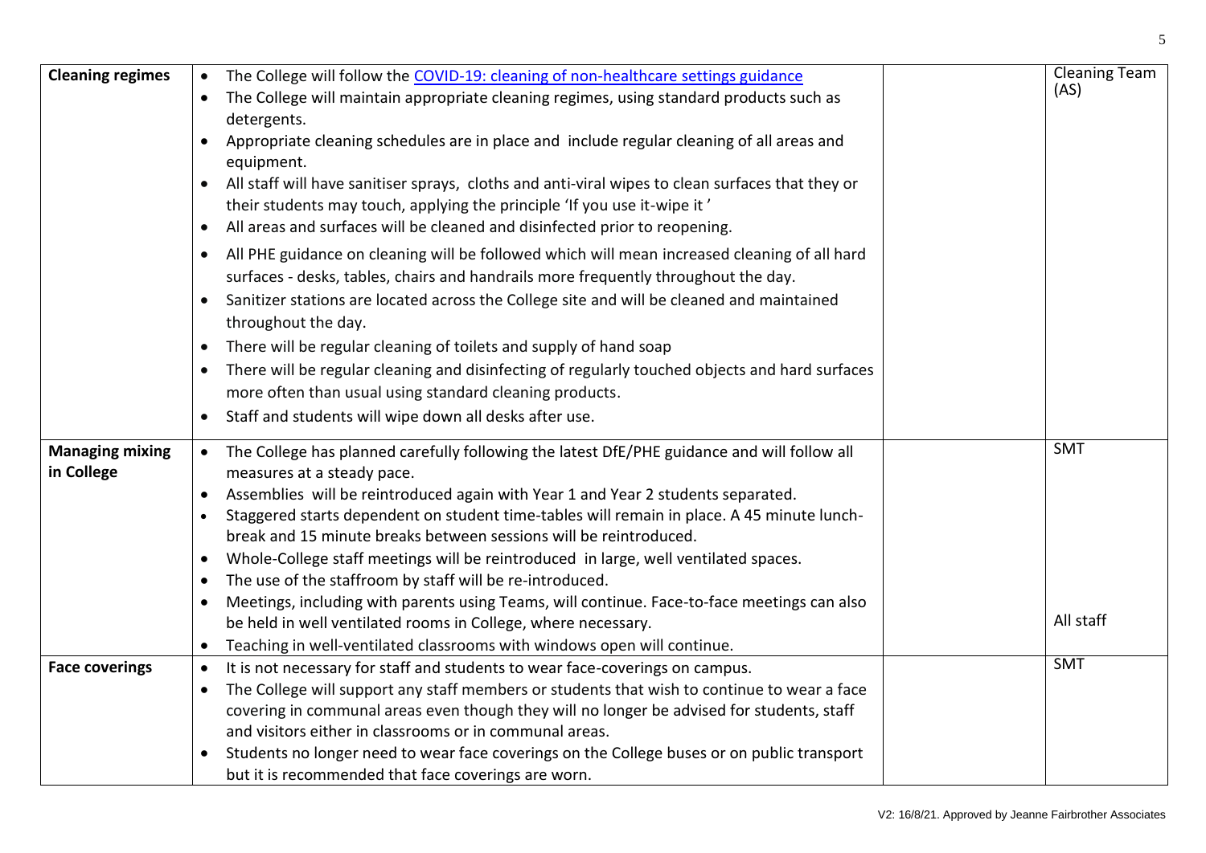| | | | |
|---|---|---|---|
| **Cleaning regimes** | • The College will follow the [COVID-19: cleaning of non-healthcare settings guidance](#)<br>• The College will maintain appropriate cleaning regimes, using standard products such as detergents.<br>• Appropriate cleaning schedules are in place and include regular cleaning of all areas and equipment.<br>• All staff will have sanitiser sprays, cloths and anti-viral wipes to clean surfaces that they or their students may touch, applying the principle 'If you use it-wipe it '<br>• All areas and surfaces will be cleaned and disinfected prior to reopening.<br>• All PHE guidance on cleaning will be followed which will mean increased cleaning of all hard surfaces - desks, tables, chairs and handrails more frequently throughout the day.<br>• Sanitizer stations are located across the College site and will be cleaned and maintained throughout the day.<br>• There will be regular cleaning of toilets and supply of hand soap<br>• There will be regular cleaning and disinfecting of regularly touched objects and hard surfaces more often than usual using standard cleaning products.<br>• Staff and students will wipe down all desks after use. | | Cleaning Team (AS) |
| **Managing mixing in College** | • The College has planned carefully following the latest DfE/PHE guidance and will follow all measures at a steady pace.<br>• Assemblies will be reintroduced again with Year 1 and Year 2 students separated.<br>• Staggered starts dependent on student time-tables will remain in place. A 45 minute lunch-break and 15 minute breaks between sessions will be reintroduced.<br>• Whole-College staff meetings will be reintroduced in large, well ventilated spaces.<br>• The use of the staffroom by staff will be re-introduced.<br>• Meetings, including with parents using Teams, will continue. Face-to-face meetings can also be held in well ventilated rooms in College, where necessary.<br>• Teaching in well-ventilated classrooms with windows open will continue. | | SMT<br><br>All staff |
| **Face coverings** | • It is not necessary for staff and students to wear face-coverings on campus.<br>• The College will support any staff members or students that wish to continue to wear a face covering in communal areas even though they will no longer be advised for students, staff and visitors either in classrooms or in communal areas.<br>• Students no longer need to wear face coverings on the College buses or on public transport but it is recommended that face coverings are worn. | | SMT |

V2: 16/8/21. Approved by Jeanne Fairbrother Associates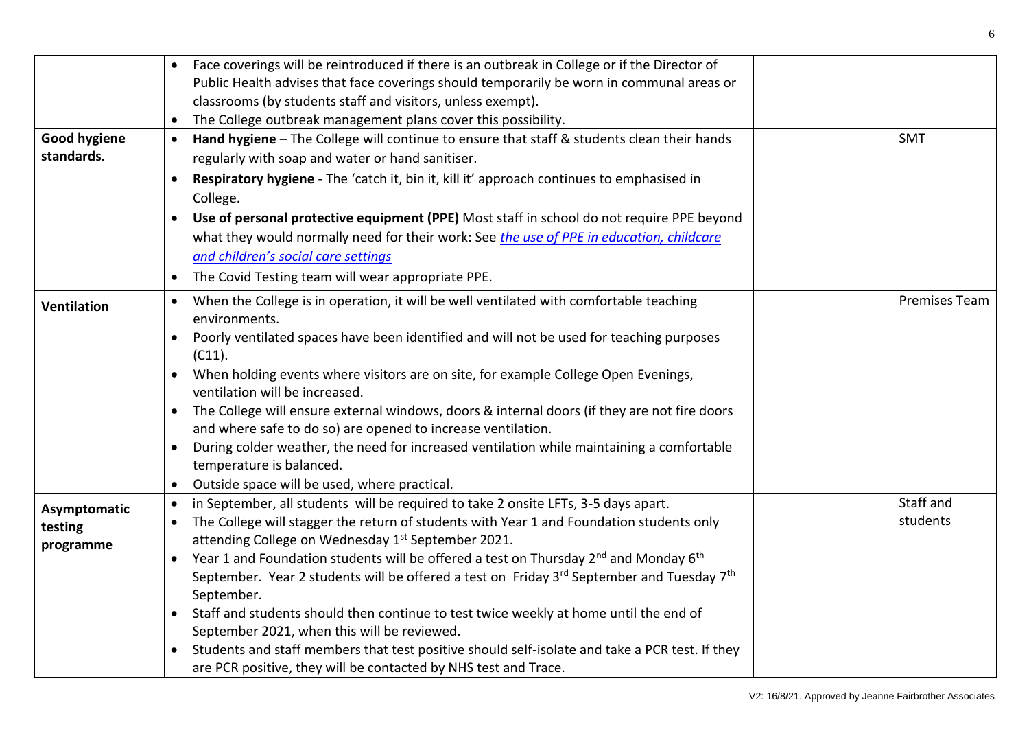| | | | |
|---|---|---|---|
| | • Face coverings will be reintroduced if there is an outbreak in College or if the Director of Public Health advises that face coverings should temporarily be worn in communal areas or classrooms (by students staff and visitors, unless exempt).<br>• The College outbreak management plans cover this possibility. | | |
| **Good hygiene standards.** | • **Hand hygiene** – The College will continue to ensure that staff & students clean their hands regularly with soap and water or hand sanitiser.<br>• **Respiratory hygiene** - The 'catch it, bin it, kill it' approach continues to emphasised in College.<br>• **Use of personal protective equipment (PPE)** Most staff in school do not require PPE beyond what they would normally need for their work: See *the use of PPE in education, childcare and children's social care settings*<br>• The Covid Testing team will wear appropriate PPE. | | SMT |
| **Ventilation** | • When the College is in operation, it will be well ventilated with comfortable teaching environments.<br>• Poorly ventilated spaces have been identified and will not be used for teaching purposes (C11).<br>• When holding events where visitors are on site, for example College Open Evenings, ventilation will be increased.<br>• The College will ensure external windows, doors & internal doors (if they are not fire doors and where safe to do so) are opened to increase ventilation.<br>• During colder weather, the need for increased ventilation while maintaining a comfortable temperature is balanced.<br>• Outside space will be used, where practical. | | Premises Team |
| **Asymptomatic testing programme** | • in September, all students will be required to take 2 onsite LFTs, 3-5 days apart.<br>• The College will stagger the return of students with Year 1 and Foundation students only attending College on Wednesday 1st September 2021.<br>• Year 1 and Foundation students will be offered a test on Thursday 2nd and Monday 6th September. Year 2 students will be offered a test on Friday 3rd September and Tuesday 7th September.<br>• Staff and students should then continue to test twice weekly at home until the end of September 2021, when this will be reviewed.<br>• Students and staff members that test positive should self-isolate and take a PCR test. If they are PCR positive, they will be contacted by NHS test and Trace. | | Staff and students |

V2: 16/8/21. Approved by Jeanne Fairbrother Associates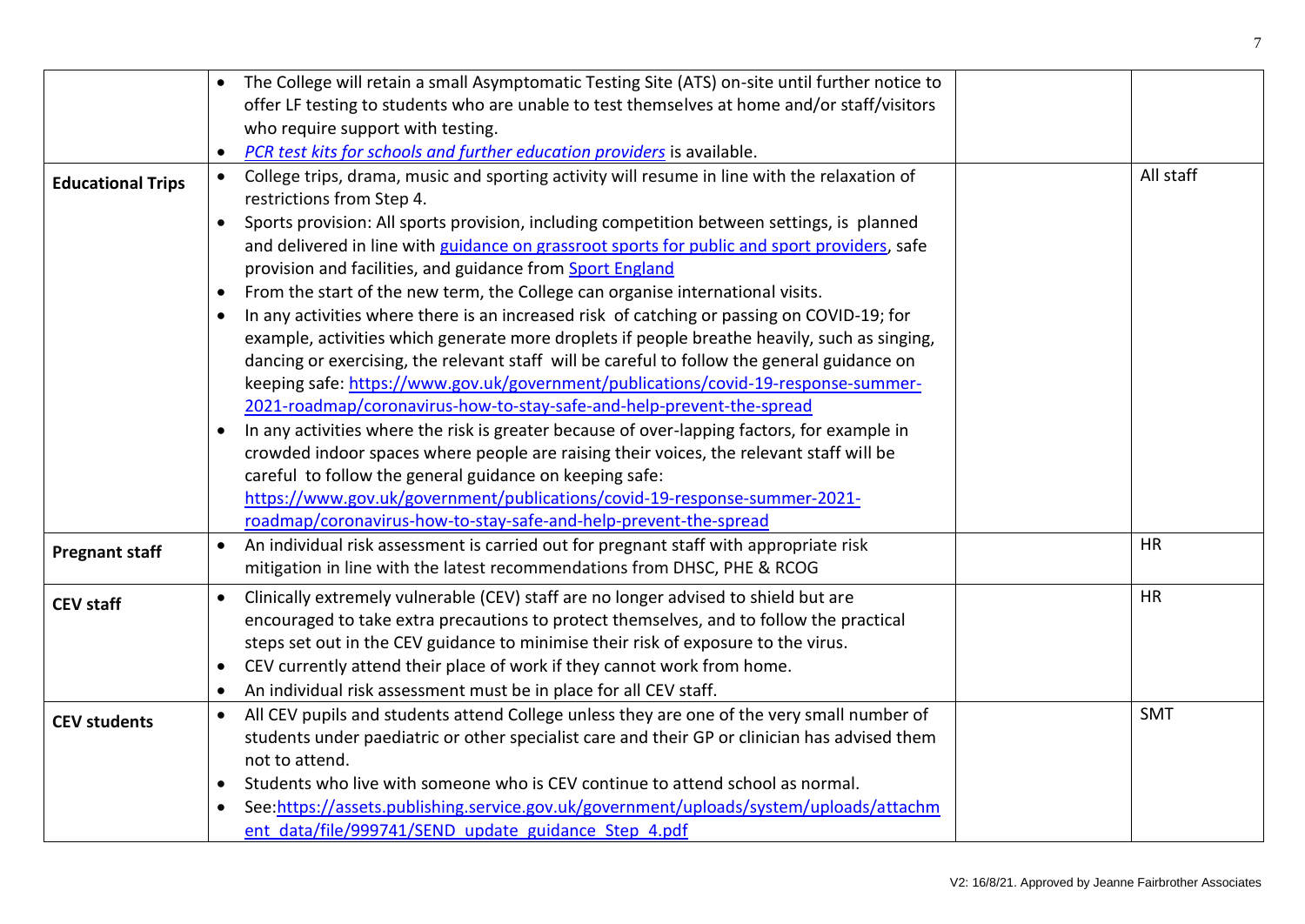| | | | |
|---|---|---|---|
| | • The College will retain a small Asymptomatic Testing Site (ATS) on-site until further notice to offer LF testing to students who are unable to test themselves at home and/or staff/visitors who require support with testing.<br>• *PCR test kits for schools and further education providers* is available. | | |
| **Educational Trips** | • College trips, drama, music and sporting activity will resume in line with the relaxation of restrictions from Step 4.<br>• Sports provision: All sports provision, including competition between settings, is planned and delivered in line with guidance on grassroot sports for public and sport providers, safe provision and facilities, and guidance from Sport England<br>• From the start of the new term, the College can organise international visits.<br>• In any activities where there is an increased risk of catching or passing on COVID-19; for example, activities which generate more droplets if people breathe heavily, such as singing, dancing or exercising, the relevant staff will be careful to follow the general guidance on keeping safe: https://www.gov.uk/government/publications/covid-19-response-summer-2021-roadmap/coronavirus-how-to-stay-safe-and-help-prevent-the-spread<br>• In any activities where the risk is greater because of over-lapping factors, for example in crowded indoor spaces where people are raising their voices, the relevant staff will be careful to follow the general guidance on keeping safe: https://www.gov.uk/government/publications/covid-19-response-summer-2021-roadmap/coronavirus-how-to-stay-safe-and-help-prevent-the-spread | | All staff |
| **Pregnant staff** | • An individual risk assessment is carried out for pregnant staff with appropriate risk mitigation in line with the latest recommendations from DHSC, PHE & RCOG | | HR |
| **CEV staff** | • Clinically extremely vulnerable (CEV) staff are no longer advised to shield but are encouraged to take extra precautions to protect themselves, and to follow the practical steps set out in the CEV guidance to minimise their risk of exposure to the virus.<br>• CEV currently attend their place of work if they cannot work from home.<br>• An individual risk assessment must be in place for all CEV staff. | | HR |
| **CEV students** | • All CEV pupils and students attend College unless they are one of the very small number of students under paediatric or other specialist care and their GP or clinician has advised them not to attend.<br>• Students who live with someone who is CEV continue to attend school as normal.<br>• See:https://assets.publishing.service.gov.uk/government/uploads/system/uploads/attachment_data/file/999741/SEND_update_guidance_Step_4.pdf | | SMT |

V2: 16/8/21. Approved by Jeanne Fairbrother Associates